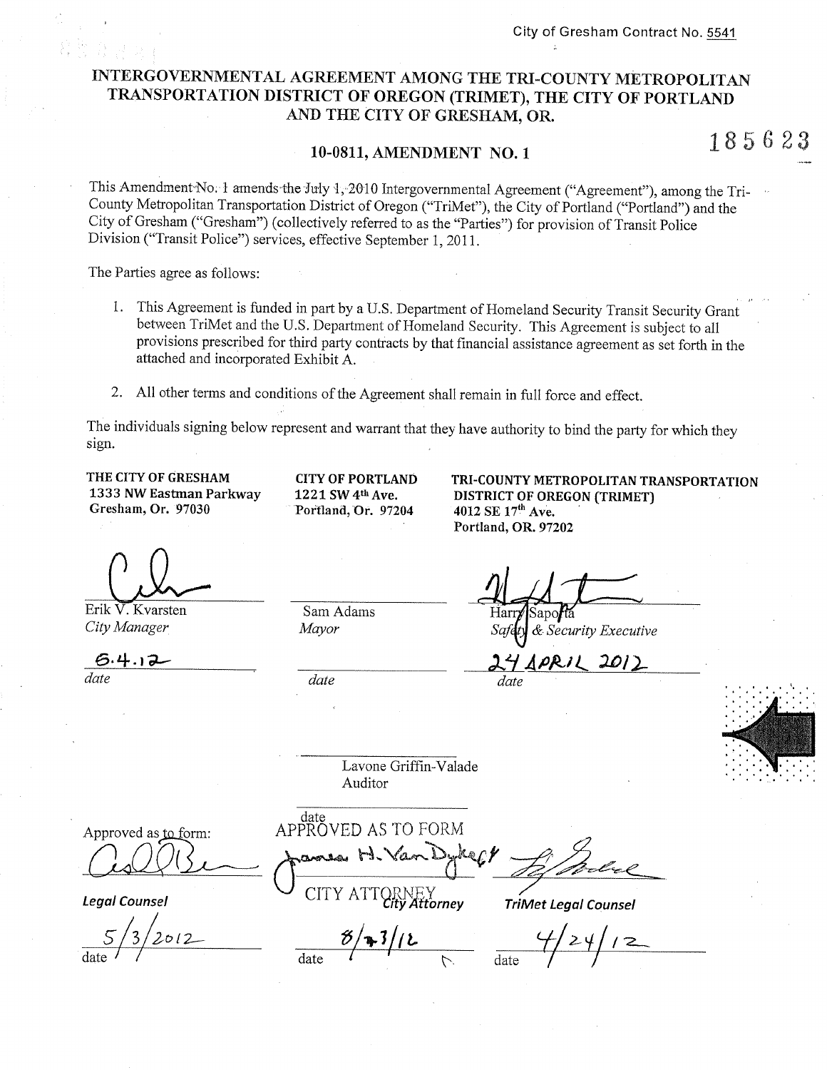City of Gresham Contract No. 5541

# INTERGOVERNMENTAL AGREEMENT AMONG THE TRI-COUNTY METROPOLITAN TRANSPORTATION DISTRICT OF OREGON (TRIMET), THE CITY OF PORTLAND AND THE CITY OF GRESHAM, OR.

185623

## 10-0811, AMENDMENT NO. 1

This Amendment No. 1 amends the July 1, 2010 Intergovernmental Agreement ("Agreement"), among the Tri-County Metropolitan Transportation District of Oregon ("TriMet"), the City of Portland ("Portland") and the City of Gresham ("Gresham") (collectively referred to as the "Parties") for provision of Transit Police Division ("Transit Police") services, effective September 1, 2011.

The Parties agree as follows:

1. This Agreement is funded in part by a U.S. Department of Homeland Security Transit Security Grant between TriMet and the U.S. Department of Homeland Security. This Agreement is subject to all provisions prescribed for third party contracts by that financial assistance agreement as set forth in the attached and incorporated Exhibit A.

2. All other terms and conditions of the Agreement shall remain in full force and effect.

The individuals signing below represent and warrant that they have authority to bind the party for which they sign.

| THE CITY OF GRESHAM | CITY OF PORTLAND | TRI-COUNTY METROPOLITAN TRANSPORTATION DISTRICT OF OREGON (TRIMET) |
|---|---|---|
| 1333 NW Eastman Parkway<br>Gresham, Or. 97030 | 1221 SW 4th Ave.<br>Portland, Or. 97204 | 4012 SE 17th Ave.<br>Portland, OR. 97202 |
| Erik V. Kvarsten<br>*City Manager* | Sam Adams<br>*Mayor* | Harry Saporta<br>*Safety & Security Executive* |
| 6.4.12<br>*date* | *date* | 24 APRIL 2012<br>*date* |

Lavone Griffin-Valade
Auditor

date

| Approved as to form: | APPROVED AS TO FORM | |
|---|---|---|
| *Legal Counsel* | CITY ATTORNEY<br>*City Attorney* | *TriMet Legal Counsel* |
| 5/3/2012<br>date | 8/?3/12<br>date | 4/24/12<br>date |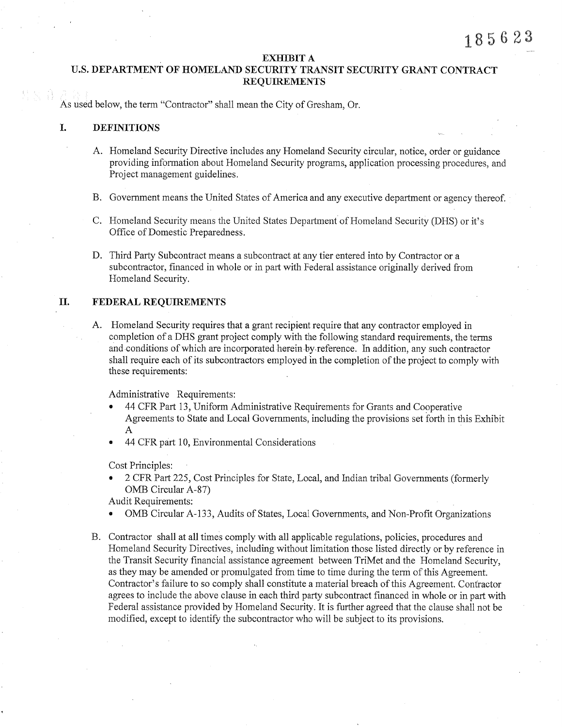185623

# EXHIBIT A

## U.S. DEPARTMENT OF HOMELAND SECURITY TRANSIT SECURITY GRANT CONTRACT REQUIREMENTS

As used below, the term "Contractor" shall mean the City of Gresham, Or.

### I. DEFINITIONS

A. Homeland Security Directive includes any Homeland Security circular, notice, order or guidance providing information about Homeland Security programs, application processing procedures, and Project management guidelines.

B. Government means the United States of America and any executive department or agency thereof.

C. Homeland Security means the United States Department of Homeland Security (DHS) or it's Office of Domestic Preparedness.

D. Third Party Subcontract means a subcontract at any tier entered into by Contractor or a subcontractor, financed in whole or in part with Federal assistance originally derived from Homeland Security.

### II. FEDERAL REQUIREMENTS

A. Homeland Security requires that a grant recipient require that any contractor employed in completion of a DHS grant project comply with the following standard requirements, the terms and conditions of which are incorporated herein by reference. In addition, any such contractor shall require each of its subcontractors employed in the completion of the project to comply with these requirements:

Administrative Requirements:

- 44 CFR Part 13, Uniform Administrative Requirements for Grants and Cooperative Agreements to State and Local Governments, including the provisions set forth in this Exhibit A
- 44 CFR part 10, Environmental Considerations

Cost Principles:

- 2 CFR Part 225, Cost Principles for State, Local, and Indian tribal Governments (formerly OMB Circular A-87)

Audit Requirements:

- OMB Circular A-133, Audits of States, Local Governments, and Non-Profit Organizations

B. Contractor shall at all times comply with all applicable regulations, policies, procedures and Homeland Security Directives, including without limitation those listed directly or by reference in the Transit Security financial assistance agreement between TriMet and the Homeland Security, as they may be amended or promulgated from time to time during the term of this Agreement. Contractor's failure to so comply shall constitute a material breach of this Agreement. Contractor agrees to include the above clause in each third party subcontract financed in whole or in part with Federal assistance provided by Homeland Security. It is further agreed that the clause shall not be modified, except to identify the subcontractor who will be subject to its provisions.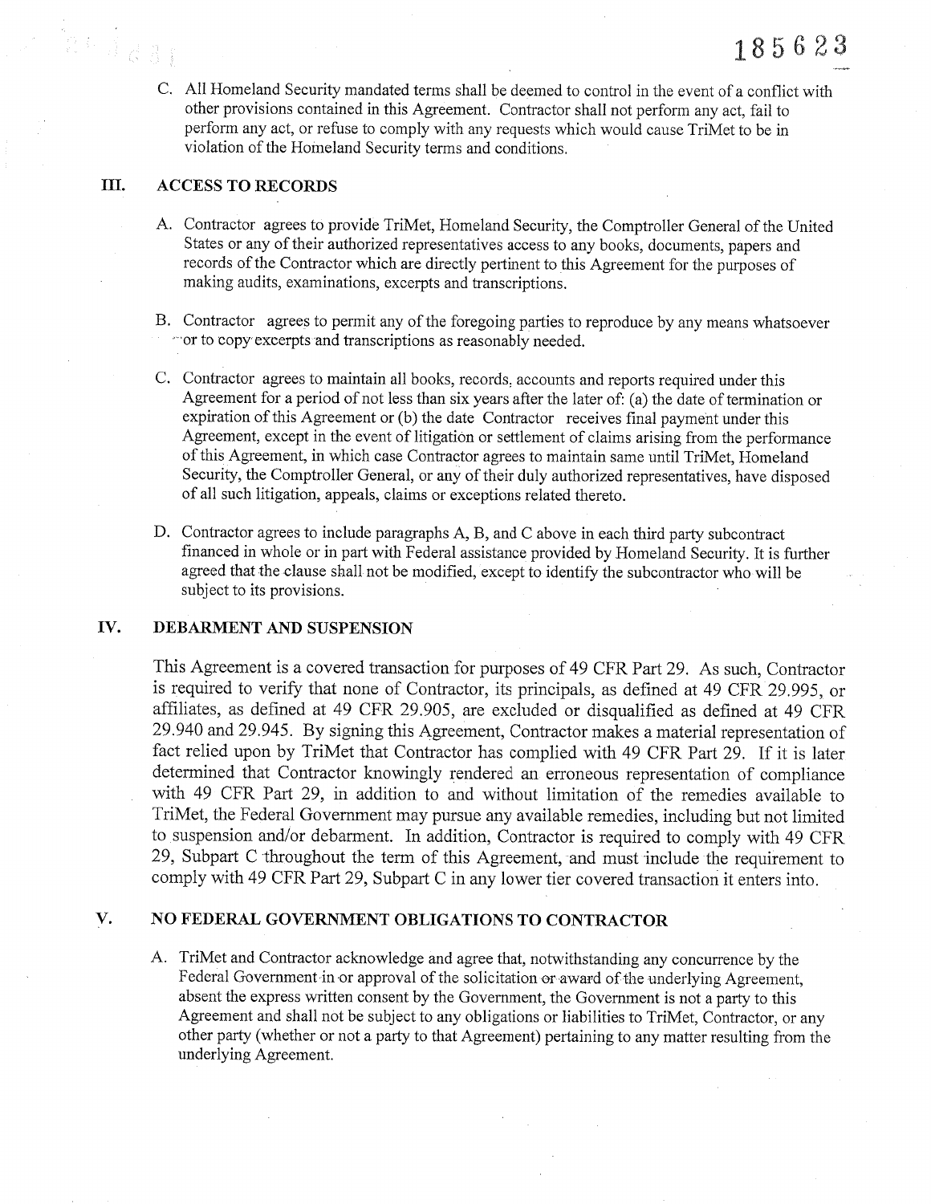C. All Homeland Security mandated terms shall be deemed to control in the event of a conflict with other provisions contained in this Agreement. Contractor shall not perform any act, fail to perform any act, or refuse to comply with any requests which would cause TriMet to be in violation of the Homeland Security terms and conditions.

## III. ACCESS TO RECORDS

A. Contractor agrees to provide TriMet, Homeland Security, the Comptroller General of the United States or any of their authorized representatives access to any books, documents, papers and records of the Contractor which are directly pertinent to this Agreement for the purposes of making audits, examinations, excerpts and transcriptions.

B. Contractor agrees to permit any of the foregoing parties to reproduce by any means whatsoever or to copy excerpts and transcriptions as reasonably needed.

C. Contractor agrees to maintain all books, records, accounts and reports required under this Agreement for a period of not less than six years after the later of: (a) the date of termination or expiration of this Agreement or (b) the date Contractor receives final payment under this Agreement, except in the event of litigation or settlement of claims arising from the performance of this Agreement, in which case Contractor agrees to maintain same until TriMet, Homeland Security, the Comptroller General, or any of their duly authorized representatives, have disposed of all such litigation, appeals, claims or exceptions related thereto.

D. Contractor agrees to include paragraphs A, B, and C above in each third party subcontract financed in whole or in part with Federal assistance provided by Homeland Security. It is further agreed that the clause shall not be modified, except to identify the subcontractor who will be subject to its provisions.

## IV. DEBARMENT AND SUSPENSION

This Agreement is a covered transaction for purposes of 49 CFR Part 29. As such, Contractor is required to verify that none of Contractor, its principals, as defined at 49 CFR 29.995, or affiliates, as defined at 49 CFR 29.905, are excluded or disqualified as defined at 49 CFR 29.940 and 29.945. By signing this Agreement, Contractor makes a material representation of fact relied upon by TriMet that Contractor has complied with 49 CFR Part 29. If it is later determined that Contractor knowingly rendered an erroneous representation of compliance with 49 CFR Part 29, in addition to and without limitation of the remedies available to TriMet, the Federal Government may pursue any available remedies, including but not limited to suspension and/or debarment. In addition, Contractor is required to comply with 49 CFR 29, Subpart C throughout the term of this Agreement, and must include the requirement to comply with 49 CFR Part 29, Subpart C in any lower tier covered transaction it enters into.

## V. NO FEDERAL GOVERNMENT OBLIGATIONS TO CONTRACTOR

A. TriMet and Contractor acknowledge and agree that, notwithstanding any concurrence by the Federal Government in or approval of the solicitation or award of the underlying Agreement, absent the express written consent by the Government, the Government is not a party to this Agreement and shall not be subject to any obligations or liabilities to TriMet, Contractor, or any other party (whether or not a party to that Agreement) pertaining to any matter resulting from the underlying Agreement.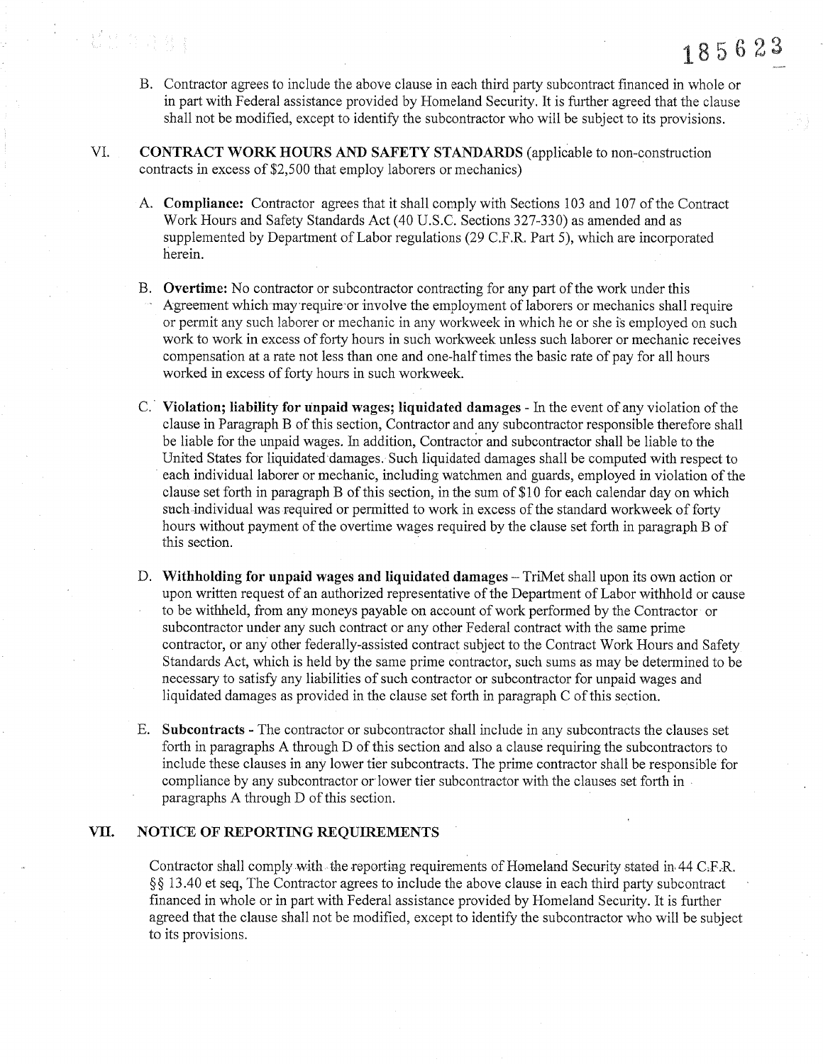B. Contractor agrees to include the above clause in each third party subcontract financed in whole or in part with Federal assistance provided by Homeland Security. It is further agreed that the clause shall not be modified, except to identify the subcontractor who will be subject to its provisions.

## VI. CONTRACT WORK HOURS AND SAFETY STANDARDS (applicable to non-construction contracts in excess of $2,500 that employ laborers or mechanics)

A. **Compliance:** Contractor agrees that it shall comply with Sections 103 and 107 of the Contract Work Hours and Safety Standards Act (40 U.S.C. Sections 327-330) as amended and as supplemented by Department of Labor regulations (29 C.F.R. Part 5), which are incorporated herein.

B. **Overtime:** No contractor or subcontractor contracting for any part of the work under this Agreement which may require or involve the employment of laborers or mechanics shall require or permit any such laborer or mechanic in any workweek in which he or she is employed on such work to work in excess of forty hours in such workweek unless such laborer or mechanic receives compensation at a rate not less than one and one-half times the basic rate of pay for all hours worked in excess of forty hours in such workweek.

C. **Violation; liability for unpaid wages; liquidated damages** - In the event of any violation of the clause in Paragraph B of this section, Contractor and any subcontractor responsible therefore shall be liable for the unpaid wages. In addition, Contractor and subcontractor shall be liable to the United States for liquidated damages. Such liquidated damages shall be computed with respect to each individual laborer or mechanic, including watchmen and guards, employed in violation of the clause set forth in paragraph B of this section, in the sum of $10 for each calendar day on which such individual was required or permitted to work in excess of the standard workweek of forty hours without payment of the overtime wages required by the clause set forth in paragraph B of this section.

D. **Withholding for unpaid wages and liquidated damages** – TriMet shall upon its own action or upon written request of an authorized representative of the Department of Labor withhold or cause to be withheld, from any moneys payable on account of work performed by the Contractor or subcontractor under any such contract or any other Federal contract with the same prime contractor, or any other federally-assisted contract subject to the Contract Work Hours and Safety Standards Act, which is held by the same prime contractor, such sums as may be determined to be necessary to satisfy any liabilities of such contractor or subcontractor for unpaid wages and liquidated damages as provided in the clause set forth in paragraph C of this section.

E. **Subcontracts** - The contractor or subcontractor shall include in any subcontracts the clauses set forth in paragraphs A through D of this section and also a clause requiring the subcontractors to include these clauses in any lower tier subcontracts. The prime contractor shall be responsible for compliance by any subcontractor or lower tier subcontractor with the clauses set forth in paragraphs A through D of this section.

## VII. NOTICE OF REPORTING REQUIREMENTS

Contractor shall comply with the reporting requirements of Homeland Security stated in 44 C.F.R. §§ 13.40 et seq, The Contractor agrees to include the above clause in each third party subcontract financed in whole or in part with Federal assistance provided by Homeland Security. It is further agreed that the clause shall not be modified, except to identify the subcontractor who will be subject to its provisions.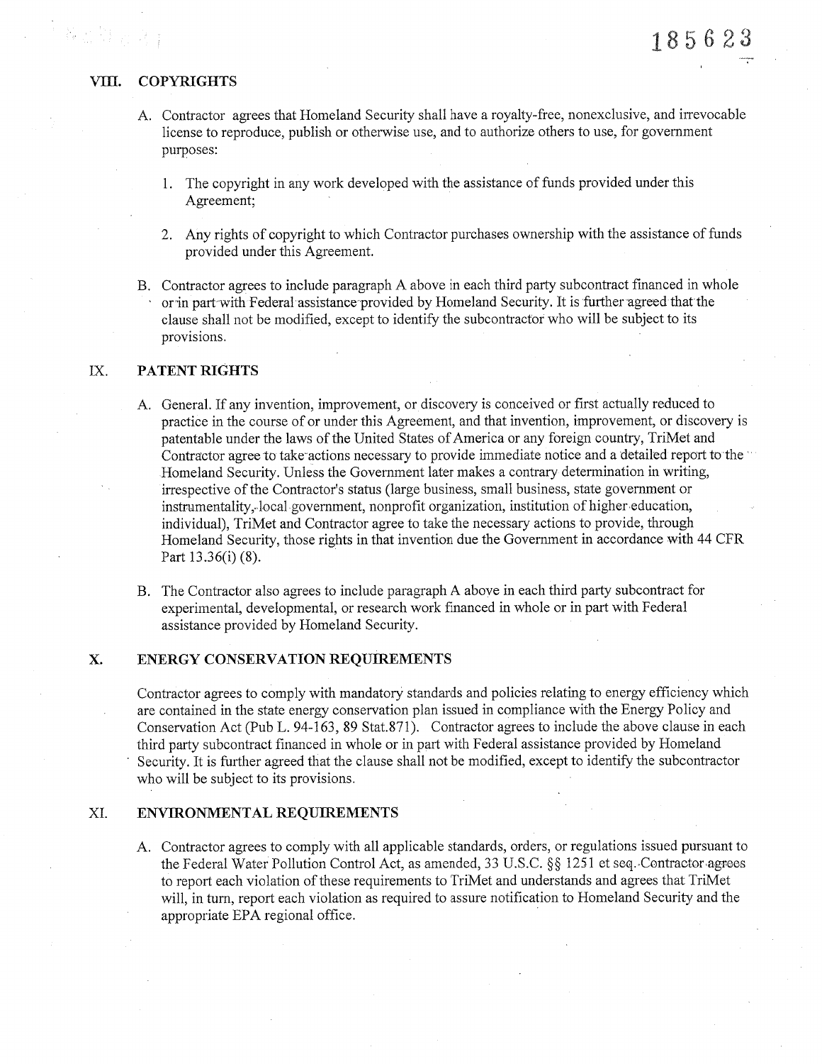## VIII. COPYRIGHTS

A. Contractor agrees that Homeland Security shall have a royalty-free, nonexclusive, and irrevocable license to reproduce, publish or otherwise use, and to authorize others to use, for government purposes:

1. The copyright in any work developed with the assistance of funds provided under this Agreement;

2. Any rights of copyright to which Contractor purchases ownership with the assistance of funds provided under this Agreement.

B. Contractor agrees to include paragraph A above in each third party subcontract financed in whole or in part with Federal assistance provided by Homeland Security. It is further agreed that the clause shall not be modified, except to identify the subcontractor who will be subject to its provisions.

## IX. PATENT RIGHTS

A. General. If any invention, improvement, or discovery is conceived or first actually reduced to practice in the course of or under this Agreement, and that invention, improvement, or discovery is patentable under the laws of the United States of America or any foreign country, TriMet and Contractor agree to take actions necessary to provide immediate notice and a detailed report to the Homeland Security. Unless the Government later makes a contrary determination in writing, irrespective of the Contractor's status (large business, small business, state government or instrumentality, local government, nonprofit organization, institution of higher education, individual), TriMet and Contractor agree to take the necessary actions to provide, through Homeland Security, those rights in that invention due the Government in accordance with 44 CFR Part 13.36(i) (8).

B. The Contractor also agrees to include paragraph A above in each third party subcontract for experimental, developmental, or research work financed in whole or in part with Federal assistance provided by Homeland Security.

## X. ENERGY CONSERVATION REQUIREMENTS

Contractor agrees to comply with mandatory standards and policies relating to energy efficiency which are contained in the state energy conservation plan issued in compliance with the Energy Policy and Conservation Act (Pub L. 94-163, 89 Stat.871). Contractor agrees to include the above clause in each third party subcontract financed in whole or in part with Federal assistance provided by Homeland Security. It is further agreed that the clause shall not be modified, except to identify the subcontractor who will be subject to its provisions.

## XI. ENVIRONMENTAL REQUIREMENTS

A. Contractor agrees to comply with all applicable standards, orders, or regulations issued pursuant to the Federal Water Pollution Control Act, as amended, 33 U.S.C. §§ 1251 et seq. Contractor agrees to report each violation of these requirements to TriMet and understands and agrees that TriMet will, in turn, report each violation as required to assure notification to Homeland Security and the appropriate EPA regional office.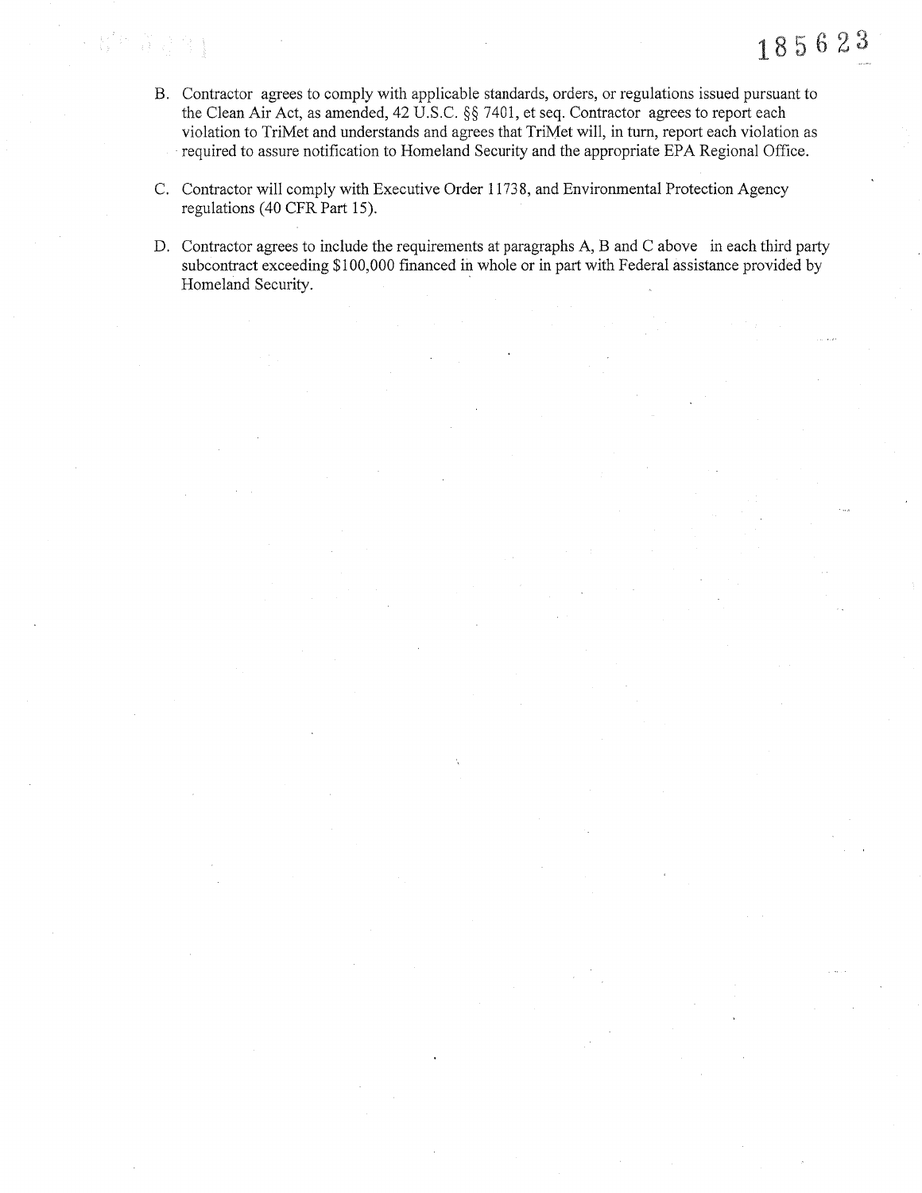B. Contractor agrees to comply with applicable standards, orders, or regulations issued pursuant to the Clean Air Act, as amended, 42 U.S.C. §§ 7401, et seq. Contractor agrees to report each violation to TriMet and understands and agrees that TriMet will, in turn, report each violation as required to assure notification to Homeland Security and the appropriate EPA Regional Office.

C. Contractor will comply with Executive Order 11738, and Environmental Protection Agency regulations (40 CFR Part 15).

D. Contractor agrees to include the requirements at paragraphs A, B and C above in each third party subcontract exceeding $100,000 financed in whole or in part with Federal assistance provided by Homeland Security.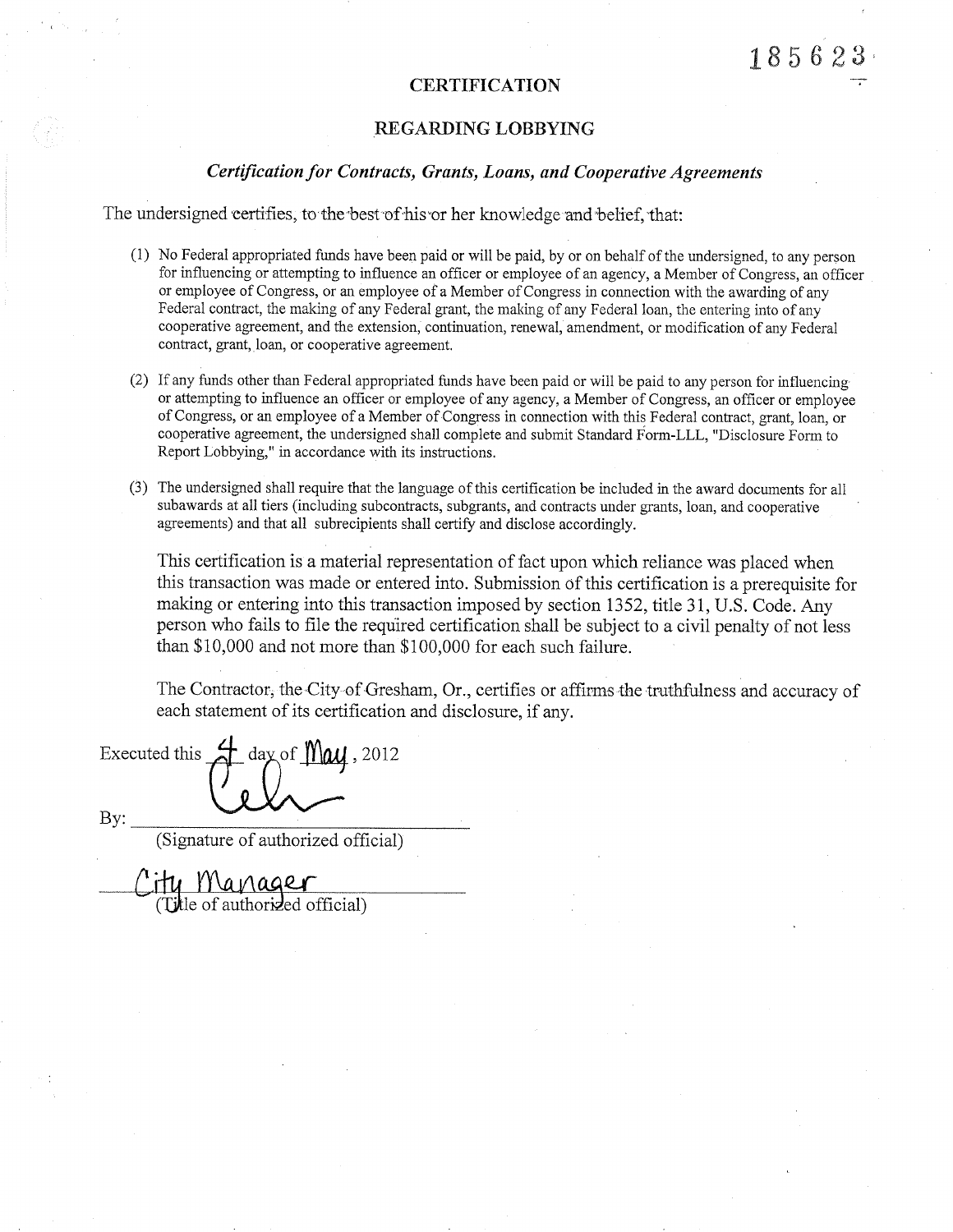185623

# CERTIFICATION

## REGARDING LOBBYING

### *Certification for Contracts, Grants, Loans, and Cooperative Agreements*

The undersigned certifies, to the best of his or her knowledge and belief, that:

(1) No Federal appropriated funds have been paid or will be paid, by or on behalf of the undersigned, to any person for influencing or attempting to influence an officer or employee of an agency, a Member of Congress, an officer or employee of Congress, or an employee of a Member of Congress in connection with the awarding of any Federal contract, the making of any Federal grant, the making of any Federal loan, the entering into of any cooperative agreement, and the extension, continuation, renewal, amendment, or modification of any Federal contract, grant, loan, or cooperative agreement.

(2) If any funds other than Federal appropriated funds have been paid or will be paid to any person for influencing or attempting to influence an officer or employee of any agency, a Member of Congress, an officer or employee of Congress, or an employee of a Member of Congress in connection with this Federal contract, grant, loan, or cooperative agreement, the undersigned shall complete and submit Standard Form-LLL, "Disclosure Form to Report Lobbying," in accordance with its instructions.

(3) The undersigned shall require that the language of this certification be included in the award documents for all subawards at all tiers (including subcontracts, subgrants, and contracts under grants, loan, and cooperative agreements) and that all subrecipients shall certify and disclose accordingly.

This certification is a material representation of fact upon which reliance was placed when this transaction was made or entered into. Submission of this certification is a prerequisite for making or entering into this transaction imposed by section 1352, title 31, U.S. Code. Any person who fails to file the required certification shall be subject to a civil penalty of not less than $10,000 and not more than $100,000 for each such failure.

The Contractor, the City of Gresham, Or., certifies or affirms the truthfulness and accuracy of each statement of its certification and disclosure, if any.

Executed this 4 day of May, 2012

By: ______________________________
(Signature of authorized official)

City Manager
(Title of authorized official)